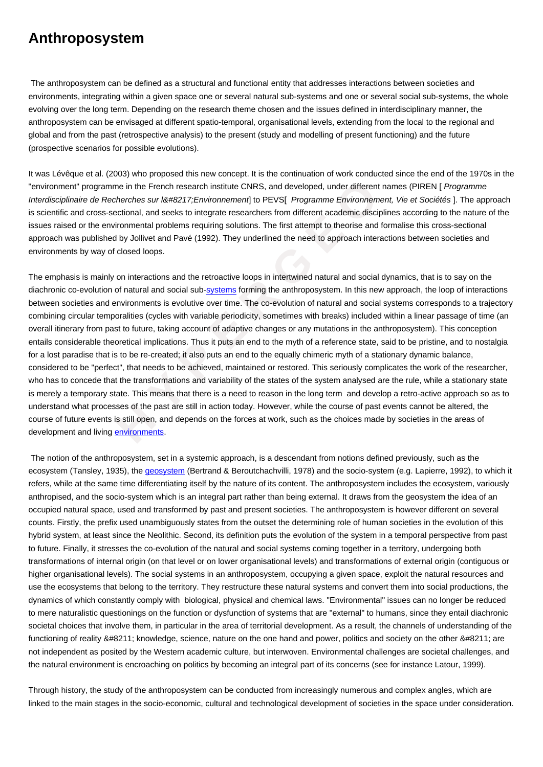# Anthroposystem

The anthroposystem can be defined as a structural and functional entity that addresses interactions between societies and environments, integrating within a given space one or several natural sub-systems and one or several social sub-systems, the whole evolving over the long term. Depending on the research theme chosen and the issues defined in interdisciplinary manner, the anthroposystem can be envisaged at different spatio-temporal, organisational levels, extending from the local to the regional and global and from the past (retrospective analysis) to the present (study and modelling of present functioning) and the future (prospective scenarios for possible evolutions).

It was Lévêque et al. (2003) who proposed this new concept. It is the continuation of work conducted since the end of the 1970s in the "environment" programme in the French research institute CNRS, and developed, under different names (PIREN [ *Programme Interdisciplinaire de Recherches sur l&#8217;Environnement*] to PEVS[ *Programme Environnement, Vie et Sociétés* ]. The approach is scientific and cross-sectional, and seeks to integrate researchers from different academic disciplines according to the nature of the issues raised or the environmental problems requiring solutions. The first attempt to theorise and formalise this cross-sectional approach was published by Jollivet and Pavé (1992). They underlined the need to approach interactions between societies and environments by way of closed loops.

The emphasis is mainly on interactions and the retroactive loops in intertwined natural and social dynamics, that is to say on the diachronic co-evolution of natural and social sub-systems forming the anthroposystem. In this new approach, the loop of interactions between societies and environments is evolutive over time. The co-evolution of natural and social systems corresponds to a trajectory combining circular temporalities (cycles with variable periodicity, sometimes with breaks) included within a linear passage of time (an overall itinerary from past to future, taking account of adaptive changes or any mutations in the anthroposystem). This conception entails considerable theoretical implications. Thus it puts an end to the myth of a reference state, said to be pristine, and to nostalgia for a lost paradise that is to be re-created; it also puts an end to the equally chimeric myth of a stationary dynamic balance, considered to be "perfect", that needs to be achieved, maintained or restored. This seriously complicates the work of the researcher, who has to concede that the transformations and variability of the states of the system analysed are the rule, while a stationary state is merely a temporary state. This means that there is a need to reason in the long term and develop a retro-active approach so as to understand what processes of the past are still in action today. However, while the course of past events cannot be altered, the course of future events is still open, and depends on the forces at work, such as the choices made by societies in the areas of development and living environments.

The notion of the anthroposystem, set in a systemic approach, is a descendant from notions defined previously, such as the ecosystem (Tansley, 1935), the geosystem (Bertrand & Beroutchachvilli, 1978) and the socio-system (e.g. Lapierre, 1992), to which it refers, while at the same time differentiating itself by the nature of its content. The anthroposystem includes the ecosystem, variously anthropised, and the socio-system which is an integral part rather than being external. It draws from the geosystem the idea of an occupied natural space, used and transformed by past and present societies. The anthroposystem is however different on several counts. Firstly, the prefix used unambiguously states from the outset the determining role of human societies in the evolution of this hybrid system, at least since the Neolithic. Second, its definition puts the evolution of the system in a temporal perspective from past to future. Finally, it stresses the co-evolution of the natural and social systems coming together in a territory, undergoing both transformations of internal origin (on that level or on lower organisational levels) and transformations of external origin (contiguous or higher organisational levels). The social systems in an anthroposystem, occupying a given space, exploit the natural resources and use the ecosystems that belong to the territory. They restructure these natural systems and convert them into social productions, the dynamics of which constantly comply with biological, physical and chemical laws. "Environmental" issues can no longer be reduced to mere naturalistic questionings on the function or dysfunction of systems that are "external" to humans, since they entail diachronic societal choices that involve them, in particular in the area of territorial development. As a result, the channels of understanding of the functioning of reality &#8211; knowledge, science, nature on the one hand and power, politics and society on the other &#8211; are not independent as posited by the Western academic culture, but interwoven. Environmental challenges are societal challenges, and the natural environment is encroaching on politics by becoming an integral part of its concerns (see for instance Latour, 1999).

Through history, the study of the anthroposystem can be conducted from increasingly numerous and complex angles, which are linked to the main stages in the socio-economic, cultural and technological development of societies in the space under consideration.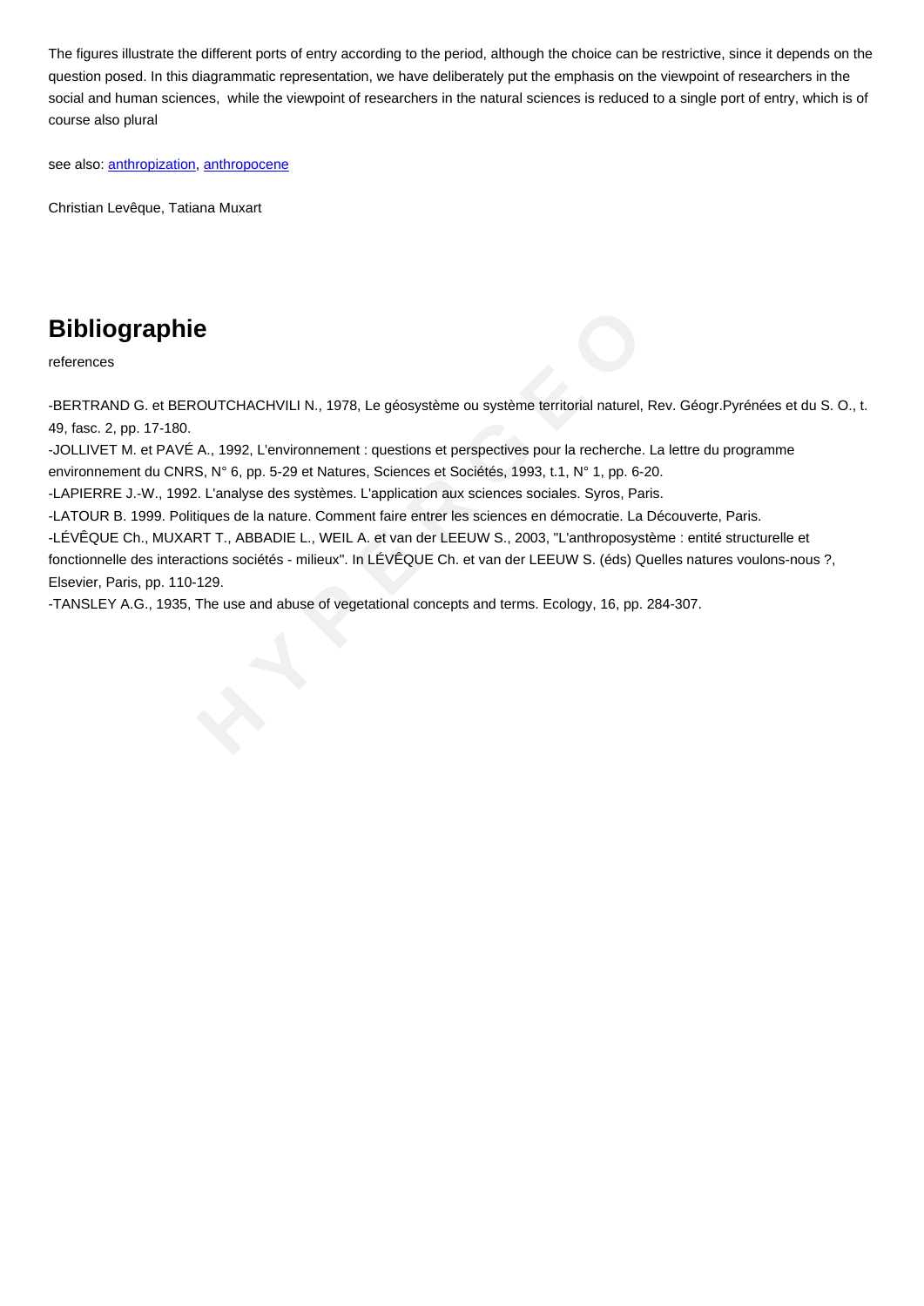The figures illustrate the different ports of entry according to the period, although the choice can be restrictive, since it depends on the question posed. In this diagrammatic representation, we have deliberately put the emphasis on the viewpoint of researchers in the social and human sciences, while the viewpoint of researchers in the natural sciences is reduced to a single port of entry, which is of course also plural

see also: anthropization, anthropocene

Christian Levêque, Tatiana Muxart

## Bibliographie

references

-BERTRAND G. et BEROUTCHACHVILI N., 1978, Le géosystème ou système territorial naturel, Rev. Géogr.Pyrénées et du S. O., t. 49, fasc. 2, pp. 17-180.
-JOLLIVET M. et PAVÉ A., 1992, L'environnement : questions et perspectives pour la recherche. La lettre du programme environnement du CNRS, N° 6, pp. 5-29 et Natures, Sciences et Sociétés, 1993, t.1, N° 1, pp. 6-20.
-LAPIERRE J.-W., 1992. L'analyse des systèmes. L'application aux sciences sociales. Syros, Paris.
-LATOUR B. 1999. Politiques de la nature. Comment faire entrer les sciences en démocratie. La Découverte, Paris.
-LÉVÊQUE Ch., MUXART T., ABBADIE L., WEIL A. et van der LEEUW S., 2003, "L'anthroposystème : entité structurelle et fonctionnelle des interactions sociétés - milieux". In LÉVÊQUE Ch. et van der LEEUW S. (éds) Quelles natures voulons-nous ?, Elsevier, Paris, pp. 110-129.
-TANSLEY A.G., 1935, The use and abuse of vegetational concepts and terms. Ecology, 16, pp. 284-307.